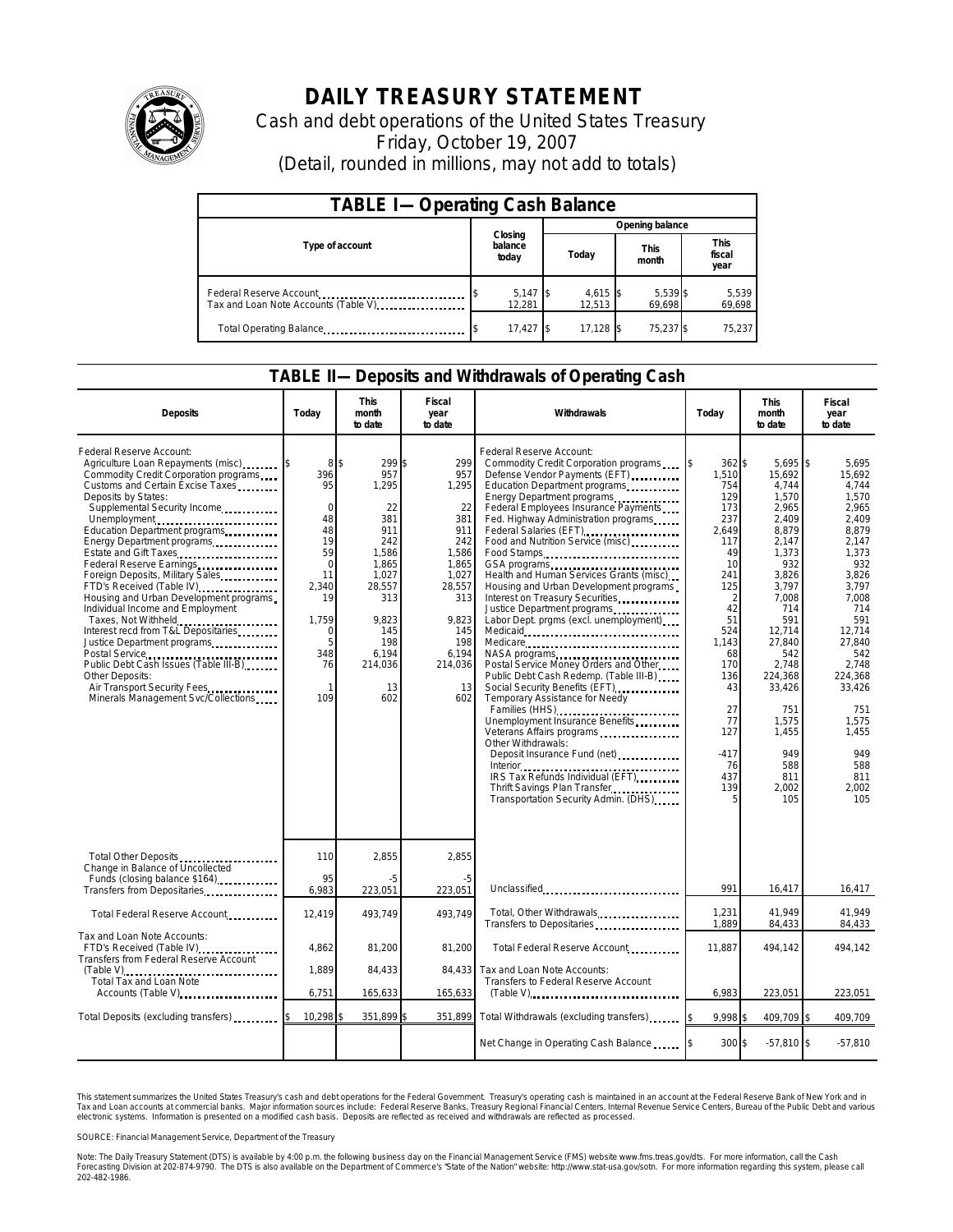# DAILY TREASURY STATEMENT

Cash and debt operations of the United States Treasury

Friday, October 19, 2007

(Detail, rounded in millions, may not add to totals)

## TABLE I— Operating Cash Balance

| Type of account | Closing balance today | Opening balance Today | This month | This fiscal year |
|---|---|---|---|---|
| Federal Reserve Account | $ 5,147 | $ 4,615 | $ 5,539 | $ 5,539 |
| Tax and Loan Note Accounts (Table V) | 12,281 | 12,513 | 69,698 | 69,698 |
| Total Operating Balance | $ 17,427 | $ 17,128 | $ 75,237 | $ 75,237 |

## TABLE II— Deposits and Withdrawals of Operating Cash

| Deposits | Today | This month to date | Fiscal year to date |
|---|---|---|---|
| Federal Reserve Account: | | | |
| Agriculture Loan Repayments (misc) | $ 8 | $ 299 | $ 299 |
| Commodity Credit Corporation programs | 396 | 957 | 957 |
| Customs and Certain Excise Taxes | 95 | 1,295 | 1,295 |
| Deposits by States: | | | |
| Supplemental Security Income | 0 | 22 | 22 |
| Unemployment | 48 | 381 | 381 |
| Education Department programs | 48 | 911 | 911 |
| Energy Department programs | 19 | 242 | 242 |
| Estate and Gift Taxes | 59 | 1,586 | 1,586 |
| Federal Reserve Earnings | 0 | 1,865 | 1,865 |
| Foreign Deposits, Military Sales | 11 | 1,027 | 1,027 |
| FTD's Received (Table IV) | 2,340 | 28,557 | 28,557 |
| Housing and Urban Development programs | 19 | 313 | 313 |
| Individual Income and Employment Taxes, Not Withheld | 1,759 | 9,823 | 9,823 |
| Interest recd from T&L Depositaries | 0 | 145 | 145 |
| Justice Department programs | 5 | 198 | 198 |
| Postal Service | 348 | 6,194 | 6,194 |
| Public Debt Cash Issues (Table III-B) | 76 | 214,036 | 214,036 |
| Other Deposits: | | | |
| Air Transport Security Fees | 1 | 13 | 13 |
| Minerals Management Svc/Collections | 109 | 602 | 602 |
| Total Other Deposits | 110 | 2,855 | 2,855 |
| Change in Balance of Uncollected Funds (closing balance $164) | 95 | -5 | -5 |
| Transfers from Depositaries | 6,983 | 223,051 | 223,051 |
| Total Federal Reserve Account | 12,419 | 493,749 | 493,749 |
| Tax and Loan Note Accounts: | | | |
| FTD's Received (Table IV) | 4,862 | 81,200 | 81,200 |
| Transfers from Federal Reserve Account (Table V) | 1,889 | 84,433 | 84,433 |
| Total Tax and Loan Note Accounts (Table V) | 6,751 | 165,633 | 165,633 |
| Total Deposits (excluding transfers) | $ 10,298 | $ 351,899 | $ 351,899 |

| Withdrawals | Today | This month to date | Fiscal year to date |
|---|---|---|---|
| Federal Reserve Account: | | | |
| Commodity Credit Corporation programs | $ 362 | $ 5,695 | $ 5,695 |
| Defense Vendor Payments (EFT) | 1,510 | 15,692 | 15,692 |
| Education Department programs | 754 | 4,744 | 4,744 |
| Energy Department programs | 129 | 1,570 | 1,570 |
| Federal Employees Insurance Payments | 173 | 2,965 | 2,965 |
| Fed. Highway Administration programs | 237 | 2,409 | 2,409 |
| Federal Salaries (EFT) | 2,649 | 8,879 | 8,879 |
| Food and Nutrition Service (misc) | 117 | 2,147 | 2,147 |
| Food Stamps | 49 | 1,373 | 1,373 |
| GSA programs | 10 | 932 | 932 |
| Health and Human Services Grants (misc) | 241 | 3,826 | 3,826 |
| Housing and Urban Development programs | 125 | 3,797 | 3,797 |
| Interest on Treasury Securities | 2 | 7,008 | 7,008 |
| Justice Department programs | 42 | 714 | 714 |
| Labor Dept. prgms (excl. unemployment) | 51 | 591 | 591 |
| Medicaid | 524 | 12,714 | 12,714 |
| Medicare | 1,143 | 27,840 | 27,840 |
| NASA programs | 68 | 542 | 542 |
| Postal Service Money Orders and Other | 170 | 2,748 | 2,748 |
| Public Debt Cash Redemp. (Table III-B) | 136 | 224,368 | 224,368 |
| Social Security Benefits (EFT) | 43 | 33,426 | 33,426 |
| Temporary Assistance for Needy Families (HHS) | 27 | 751 | 751 |
| Unemployment Insurance Benefits | 77 | 1,575 | 1,575 |
| Veterans Affairs programs | 127 | 1,455 | 1,455 |
| Other Withdrawals: | | | |
| Deposit Insurance Fund (net) | -417 | 949 | 949 |
| Interior | 76 | 588 | 588 |
| IRS Tax Refunds Individual (EFT) | 437 | 811 | 811 |
| Thrift Savings Plan Transfer | 139 | 2,002 | 2,002 |
| Transportation Security Admin. (DHS) | 5 | 105 | 105 |
| Unclassified | 991 | 16,417 | 16,417 |
| Total, Other Withdrawals | 1,231 | 41,949 | 41,949 |
| Transfers to Depositaries | 1,889 | 84,433 | 84,433 |
| Total Federal Reserve Account | 11,887 | 494,142 | 494,142 |
| Tax and Loan Note Accounts: | | | |
| Transfers to Federal Reserve Account (Table V) | 6,983 | 223,051 | 223,051 |
| Total Withdrawals (excluding transfers) | $ 9,998 | $ 409,709 | $ 409,709 |
| Net Change in Operating Cash Balance | $ 300 | $ -57,810 | $ -57,810 |

This statement summarizes the United States Treasury's cash and debt operations for the Federal Government. Treasury's operating cash is maintained in an account at the Federal Reserve Bank of New York and in Tax and Loan accounts at commercial banks. Major information sources include: Federal Reserve Banks, Treasury Regional Financial Centers, Internal Revenue Service Centers, Bureau of the Public Debt and various electronic systems. Information is presented on a modified cash basis. Deposits are reflected as received and withdrawals are reflected as processed.

SOURCE: Financial Management Service, Department of the Treasury

Note: The Daily Treasury Statement (DTS) is available by 4:00 p.m. the following business day on the Financial Management Service (FMS) website www.fms.treas.gov/dts. For more information, call the Cash Forecasting Division at 202-874-9790. The DTS is also available on the Department of Commerce's "State of the Nation" website: http://www.stat-usa.gov/sotn. For more information regarding this system, please call 202-482-1986.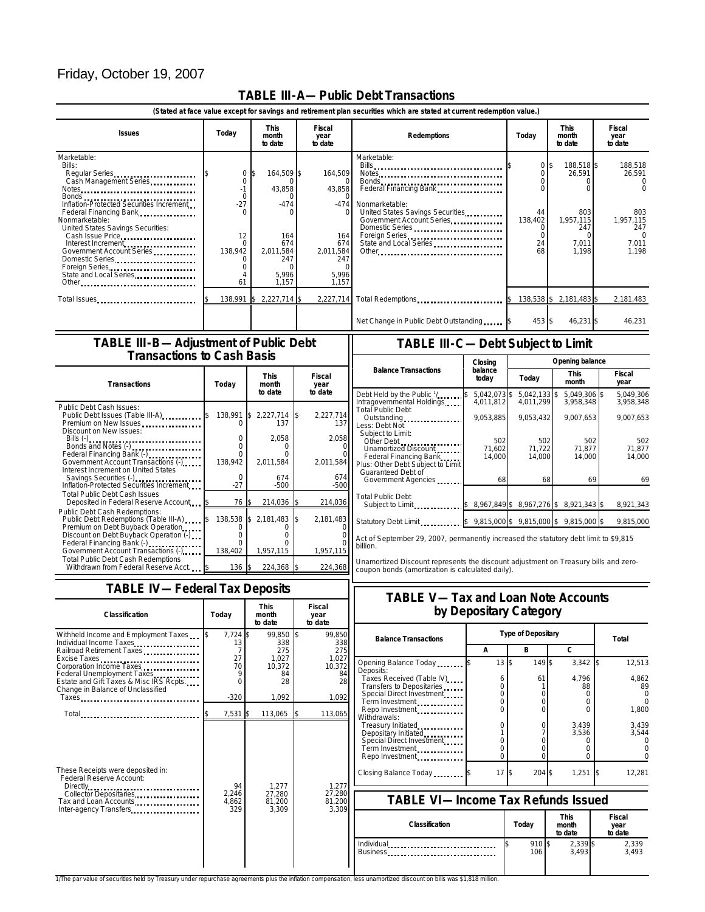Friday, October 19, 2007

## TABLE III-A— Public Debt Transactions

(Stated at face value except for savings and retirement plan securities which are stated at current redemption value.)

| Issues | Today | This month to date | Fiscal year to date |
|---|---|---|---|
| Marketable: | | | |
| Bills: | | | |
| Regular Series | $ 0 | $ 164,509 | $ 164,509 |
| Cash Management Series | 0 | 0 | 0 |
| Notes | -1 | 43,858 | 43,858 |
| Bonds | 0 | 0 | 0 |
| Inflation-Protected Securities Increment | -27 | -474 | -474 |
| Federal Financing Bank | 0 | 0 | 0 |
| Nonmarketable: | | | |
| United States Savings Securities: | | | |
| Cash Issue Price | 12 | 164 | 164 |
| Interest Increment | 0 | 674 | 674 |
| Government Account Series | 138,942 | 2,011,584 | 2,011,584 |
| Domestic Series | 0 | 247 | 247 |
| Foreign Series | 0 | 0 | 0 |
| State and Local Series | 4 | 5,996 | 5,996 |
| Other | 61 | 1,157 | 1,157 |
| Total Issues | $ 138,991 | $ 2,227,714 | $ 2,227,714 |

| Redemptions | Today | This month to date | Fiscal year to date |
|---|---|---|---|
| Marketable: | | | |
| Bills | $ 0 | $ 188,518 | $ 188,518 |
| Notes | 0 | 26,591 | 26,591 |
| Bonds | 0 | 0 | 0 |
| Federal Financing Bank | 0 | 0 | 0 |
| Nonmarketable: | | | |
| United States Savings Securities | 44 | 803 | 803 |
| Government Account Series | 138,402 | 1,957,115 | 1,957,115 |
| Domestic Series | 0 | 247 | 247 |
| Foreign Series | 0 | 0 | 0 |
| State and Local Series | 24 | 7,011 | 7,011 |
| Other | 68 | 1,198 | 1,198 |
| Total Redemptions | $ 138,538 | $ 2,181,483 | $ 2,181,483 |
| Net Change in Public Debt Outstanding | $ 453 | $ 46,231 | $ 46,231 |

## TABLE III-B— Adjustment of Public Debt Transactions to Cash Basis

| Transactions | Today | This month to date | Fiscal year to date |
|---|---|---|---|
| Public Debt Cash Issues: | | | |
| Public Debt Issues (Table III-A) | $ 138,991 | $ 2,227,714 | $ 2,227,714 |
| Premium on New Issues | 0 | 137 | 137 |
| Discount on New Issues: | | | |
| Bills (-) | 0 | 2,058 | 2,058 |
| Bonds and Notes (-) | 0 | 0 | 0 |
| Federal Financing Bank (-) | 0 | 0 | 0 |
| Government Account Transactions (-) | 138,942 | 2,011,584 | 2,011,584 |
| Interest Increment on United States Savings Securities (-) | 0 | 674 | 674 |
| Inflation-Protected Securities Increment | -27 | -500 | -500 |
| Total Public Debt Cash Issues Deposited in Federal Reserve Account | $ 76 | $ 214,036 | $ 214,036 |
| Public Debt Cash Redemptions: | | | |
| Public Debt Redemptions (Table III-A) | $ 138,538 | $ 2,181,483 | $ 2,181,483 |
| Premium on Debt Buyback Operation | 0 | 0 | 0 |
| Discount on Debt Buyback Operation (-) | 0 | 0 | 0 |
| Federal Financing Bank (-) | 0 | 0 | 0 |
| Government Account Transactions (-) | 138,402 | 1,957,115 | 1,957,115 |
| Total Public Debt Cash Redemptions Withdrawn from Federal Reserve Acct. | $ 136 | $ 224,368 | $ 224,368 |

## TABLE III-C— Debt Subject to Limit

| Balance Transactions | Closing balance today | Opening balance Today | Opening balance This month | Opening balance Fiscal year |
|---|---|---|---|---|
| Debt Held by the Public [1] | $ 5,042,073 | $ 5,042,133 | $ 5,049,306 | $ 5,049,306 |
| Intragovernmental Holdings | 4,011,812 | 4,011,299 | 3,958,348 | 3,958,348 |
| Total Public Debt Outstanding | 9,053,885 | 9,053,432 | 9,007,653 | 9,007,653 |
| Less: Debt Not Subject to Limit: | | | | |
| Other Debt | 502 | 502 | 502 | 502 |
| Unamortized Discount | 71,602 | 71,722 | 71,877 | 71,877 |
| Federal Financing Bank | 14,000 | 14,000 | 14,000 | 14,000 |
| Plus: Other Debt Subject to Limit Guaranteed Debt of Government Agencies | 68 | 68 | 69 | 69 |
| Total Public Debt Subject to Limit | $ 8,967,849 | $ 8,967,276 | $ 8,921,343 | $ 8,921,343 |
| Statutory Debt Limit | $ 9,815,000 | $ 9,815,000 | $ 9,815,000 | $ 9,815,000 |

Act of September 29, 2007, permanently increased the statutory debt limit to $9,815 billion.

Unamortized Discount represents the discount adjustment on Treasury bills and zero-coupon bonds (amortization is calculated daily).

## TABLE IV— Federal Tax Deposits

| Classification | Today | This month to date | Fiscal year to date |
|---|---|---|---|
| Withheld Income and Employment Taxes | $ 7,724 | $ 99,850 | $ 99,850 |
| Individual Income Taxes | 13 | 338 | 338 |
| Railroad Retirement Taxes | 7 | 275 | 275 |
| Excise Taxes | 27 | 1,027 | 1,027 |
| Corporation Income Taxes | 70 | 10,372 | 10,372 |
| Federal Unemployment Taxes | 9 | 84 | 84 |
| Estate and Gift Taxes & Misc IRS Rcpts. | 0 | 28 | 28 |
| Change in Balance of Unclassified Taxes | -320 | 1,092 | 1,092 |
| Total | $ 7,531 | $ 113,065 | $ 113,065 |
| These Receipts were deposited in: | | | |
| Federal Reserve Account: | | | |
| Directly | 94 | 1,277 | 1,277 |
| Collector Depositaries | 2,246 | 27,280 | 27,280 |
| Tax and Loan Accounts | 4,862 | 81,200 | 81,200 |
| Inter-agency Transfers | 329 | 3,309 | 3,309 |

## TABLE V— Tax and Loan Note Accounts by Depositary Category

| Balance Transactions | Type of Depositary A | B | C | Total |
|---|---|---|---|---|
| Opening Balance Today | $ 13 | $ 149 | $ 3,342 | $ 12,513 |
| Deposits: | | | | |
| Taxes Received (Table IV) | 6 | 61 | 4,796 | 4,862 |
| Transfers to Depositaries | 0 | 1 | 88 | 89 |
| Special Direct Investment | 0 | 0 | 0 | 0 |
| Term Investment | 0 | 0 | 0 | 0 |
| Repo Investment | 0 | 0 | 0 | 1,800 |
| Withdrawals: | | | | |
| Treasury Initiated | 0 | 0 | 3,439 | 3,439 |
| Depositary Initiated | 1 | 7 | 3,536 | 3,544 |
| Special Direct Investment | 0 | 0 | 0 | 0 |
| Term Investment | 0 | 0 | 0 | 0 |
| Repo Investment | 0 | 0 | 0 | 0 |
| Closing Balance Today | $ 17 | $ 204 | $ 1,251 | $ 12,281 |

## TABLE VI— Income Tax Refunds Issued

| Classification | Today | This month to date | Fiscal year to date |
|---|---|---|---|
| Individual | $ 910 | $ 2,339 | $ 2,339 |
| Business | 106 | 3,493 | 3,493 |

1/The par value of securities held by Treasury under repurchase agreements plus the inflation compensation, less unamortized discount on bills was $1,818 million.